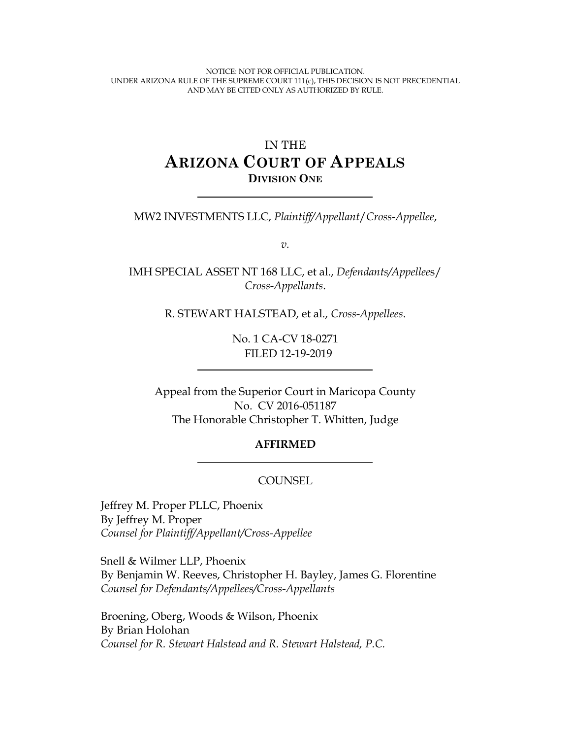NOTICE: NOT FOR OFFICIAL PUBLICATION.
UNDER ARIZONA RULE OF THE SUPREME COURT 111(c), THIS DECISION IS NOT PRECEDENTIAL AND MAY BE CITED ONLY AS AUTHORIZED BY RULE.

# IN THE ARIZONA COURT OF APPEALS
## DIVISION ONE

---

MW2 INVESTMENTS LLC, *Plaintiff/Appellant/Cross-Appellee*,

*v.*

IMH SPECIAL ASSET NT 168 LLC, et al., *Defendants/Appellees/ Cross-Appellants*.

R. STEWART HALSTEAD, et al., *Cross-Appellees*.

No. 1 CA-CV 18-0271
FILED 12-19-2019

---

Appeal from the Superior Court in Maricopa County
No. CV 2016-051187
The Honorable Christopher T. Whitten, Judge

**AFFIRMED**

---

COUNSEL

Jeffrey M. Proper PLLC, Phoenix
By Jeffrey M. Proper
*Counsel for Plaintiff/Appellant/Cross-Appellee*

Snell & Wilmer LLP, Phoenix
By Benjamin W. Reeves, Christopher H. Bayley, James G. Florentine
*Counsel for Defendants/Appellees/Cross-Appellants*

Broening, Oberg, Woods & Wilson, Phoenix
By Brian Holohan
*Counsel for R. Stewart Halstead and R. Stewart Halstead, P.C.*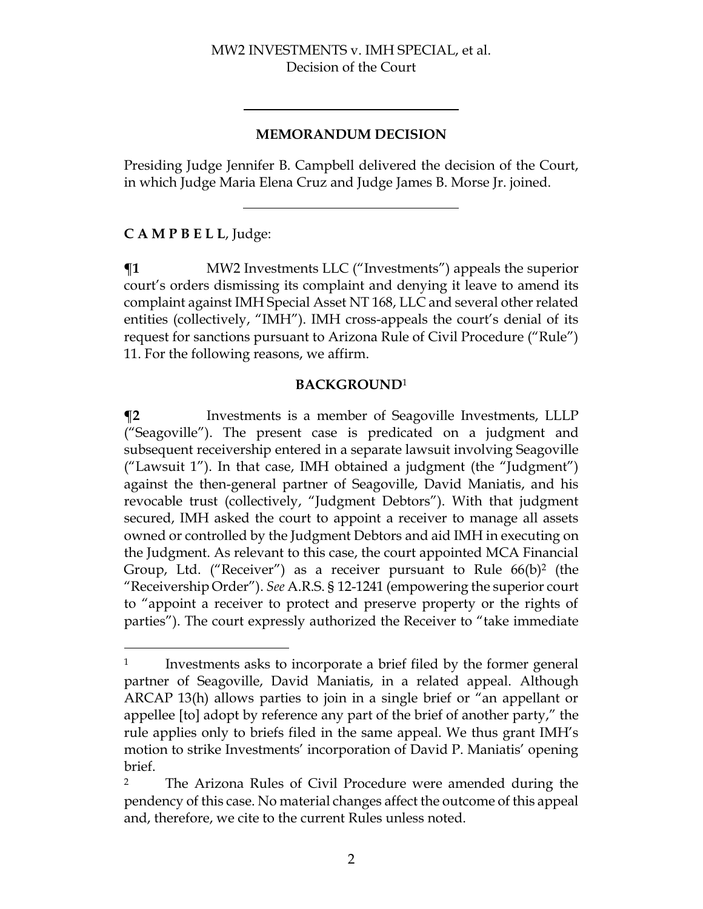## MEMORANDUM DECISION

Presiding Judge Jennifer B. Campbell delivered the decision of the Court, in which Judge Maria Elena Cruz and Judge James B. Morse Jr. joined.

**C A M P B E L L**, Judge:

**¶1** MW2 Investments LLC ("Investments") appeals the superior court's orders dismissing its complaint and denying it leave to amend its complaint against IMH Special Asset NT 168, LLC and several other related entities (collectively, "IMH"). IMH cross-appeals the court's denial of its request for sanctions pursuant to Arizona Rule of Civil Procedure ("Rule") 11. For the following reasons, we affirm.

## BACKGROUND[1]

**¶2** Investments is a member of Seagoville Investments, LLLP ("Seagoville"). The present case is predicated on a judgment and subsequent receivership entered in a separate lawsuit involving Seagoville ("Lawsuit 1"). In that case, IMH obtained a judgment (the "Judgment") against the then-general partner of Seagoville, David Maniatis, and his revocable trust (collectively, "Judgment Debtors"). With that judgment secured, IMH asked the court to appoint a receiver to manage all assets owned or controlled by the Judgment Debtors and aid IMH in executing on the Judgment. As relevant to this case, the court appointed MCA Financial Group, Ltd. ("Receiver") as a receiver pursuant to Rule 66(b)[2] (the "Receivership Order"). *See* A.R.S. § 12-1241 (empowering the superior court to "appoint a receiver to protect and preserve property or the rights of parties"). The court expressly authorized the Receiver to "take immediate

---

[1] Investments asks to incorporate a brief filed by the former general partner of Seagoville, David Maniatis, in a related appeal. Although ARCAP 13(h) allows parties to join in a single brief or "an appellant or appellee [to] adopt by reference any part of the brief of another party," the rule applies only to briefs filed in the same appeal. We thus grant IMH's motion to strike Investments' incorporation of David P. Maniatis' opening brief.

[2] The Arizona Rules of Civil Procedure were amended during the pendency of this case. No material changes affect the outcome of this appeal and, therefore, we cite to the current Rules unless noted.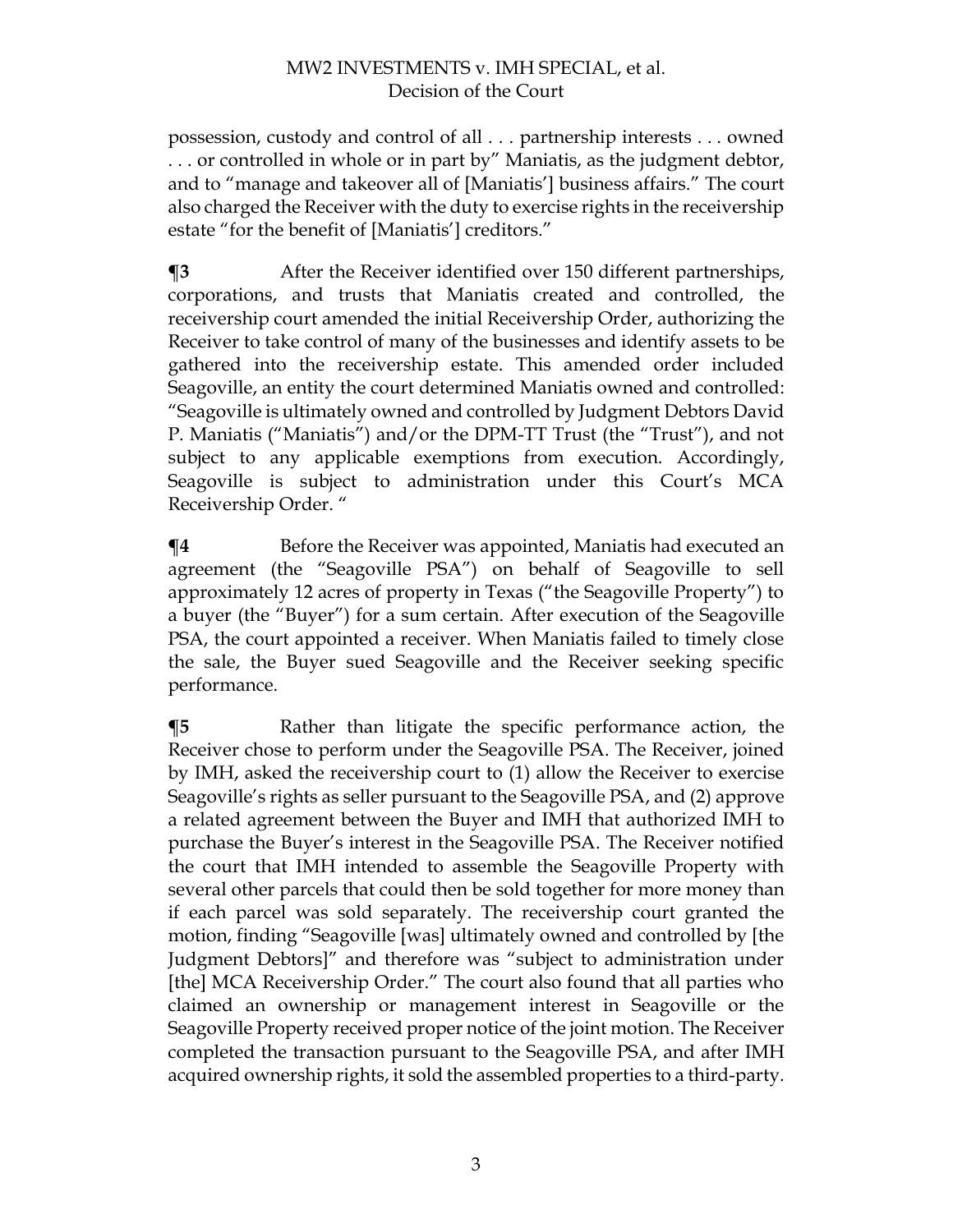possession, custody and control of all . . . partnership interests . . . owned . . . or controlled in whole or in part by" Maniatis, as the judgment debtor, and to "manage and takeover all of [Maniatis'] business affairs." The court also charged the Receiver with the duty to exercise rights in the receivership estate "for the benefit of [Maniatis'] creditors."

**¶3** After the Receiver identified over 150 different partnerships, corporations, and trusts that Maniatis created and controlled, the receivership court amended the initial Receivership Order, authorizing the Receiver to take control of many of the businesses and identify assets to be gathered into the receivership estate. This amended order included Seagoville, an entity the court determined Maniatis owned and controlled: "Seagoville is ultimately owned and controlled by Judgment Debtors David P. Maniatis ("Maniatis") and/or the DPM-TT Trust (the "Trust"), and not subject to any applicable exemptions from execution. Accordingly, Seagoville is subject to administration under this Court's MCA Receivership Order. "

**¶4** Before the Receiver was appointed, Maniatis had executed an agreement (the "Seagoville PSA") on behalf of Seagoville to sell approximately 12 acres of property in Texas ("the Seagoville Property") to a buyer (the "Buyer") for a sum certain. After execution of the Seagoville PSA, the court appointed a receiver. When Maniatis failed to timely close the sale, the Buyer sued Seagoville and the Receiver seeking specific performance.

**¶5** Rather than litigate the specific performance action, the Receiver chose to perform under the Seagoville PSA. The Receiver, joined by IMH, asked the receivership court to (1) allow the Receiver to exercise Seagoville's rights as seller pursuant to the Seagoville PSA, and (2) approve a related agreement between the Buyer and IMH that authorized IMH to purchase the Buyer's interest in the Seagoville PSA. The Receiver notified the court that IMH intended to assemble the Seagoville Property with several other parcels that could then be sold together for more money than if each parcel was sold separately. The receivership court granted the motion, finding "Seagoville [was] ultimately owned and controlled by [the Judgment Debtors]" and therefore was "subject to administration under [the] MCA Receivership Order." The court also found that all parties who claimed an ownership or management interest in Seagoville or the Seagoville Property received proper notice of the joint motion. The Receiver completed the transaction pursuant to the Seagoville PSA, and after IMH acquired ownership rights, it sold the assembled properties to a third-party.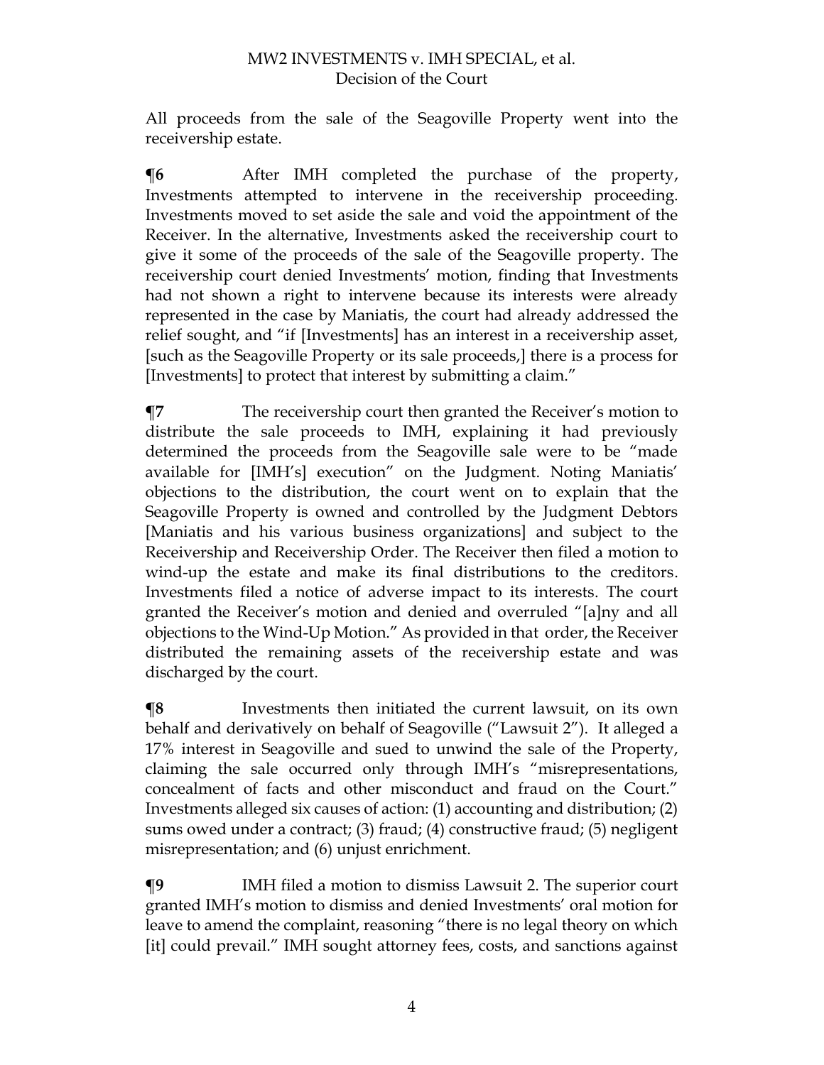All proceeds from the sale of the Seagoville Property went into the receivership estate.

**¶6** After IMH completed the purchase of the property, Investments attempted to intervene in the receivership proceeding. Investments moved to set aside the sale and void the appointment of the Receiver. In the alternative, Investments asked the receivership court to give it some of the proceeds of the sale of the Seagoville property. The receivership court denied Investments' motion, finding that Investments had not shown a right to intervene because its interests were already represented in the case by Maniatis, the court had already addressed the relief sought, and "if [Investments] has an interest in a receivership asset, [such as the Seagoville Property or its sale proceeds,] there is a process for [Investments] to protect that interest by submitting a claim."

**¶7** The receivership court then granted the Receiver's motion to distribute the sale proceeds to IMH, explaining it had previously determined the proceeds from the Seagoville sale were to be "made available for [IMH's] execution" on the Judgment. Noting Maniatis' objections to the distribution, the court went on to explain that the Seagoville Property is owned and controlled by the Judgment Debtors [Maniatis and his various business organizations] and subject to the Receivership and Receivership Order. The Receiver then filed a motion to wind-up the estate and make its final distributions to the creditors. Investments filed a notice of adverse impact to its interests. The court granted the Receiver's motion and denied and overruled "[a]ny and all objections to the Wind-Up Motion." As provided in that order, the Receiver distributed the remaining assets of the receivership estate and was discharged by the court.

**¶8** Investments then initiated the current lawsuit, on its own behalf and derivatively on behalf of Seagoville ("Lawsuit 2"). It alleged a 17% interest in Seagoville and sued to unwind the sale of the Property, claiming the sale occurred only through IMH's "misrepresentations, concealment of facts and other misconduct and fraud on the Court." Investments alleged six causes of action: (1) accounting and distribution; (2) sums owed under a contract; (3) fraud; (4) constructive fraud; (5) negligent misrepresentation; and (6) unjust enrichment.

**¶9** IMH filed a motion to dismiss Lawsuit 2. The superior court granted IMH's motion to dismiss and denied Investments' oral motion for leave to amend the complaint, reasoning "there is no legal theory on which [it] could prevail." IMH sought attorney fees, costs, and sanctions against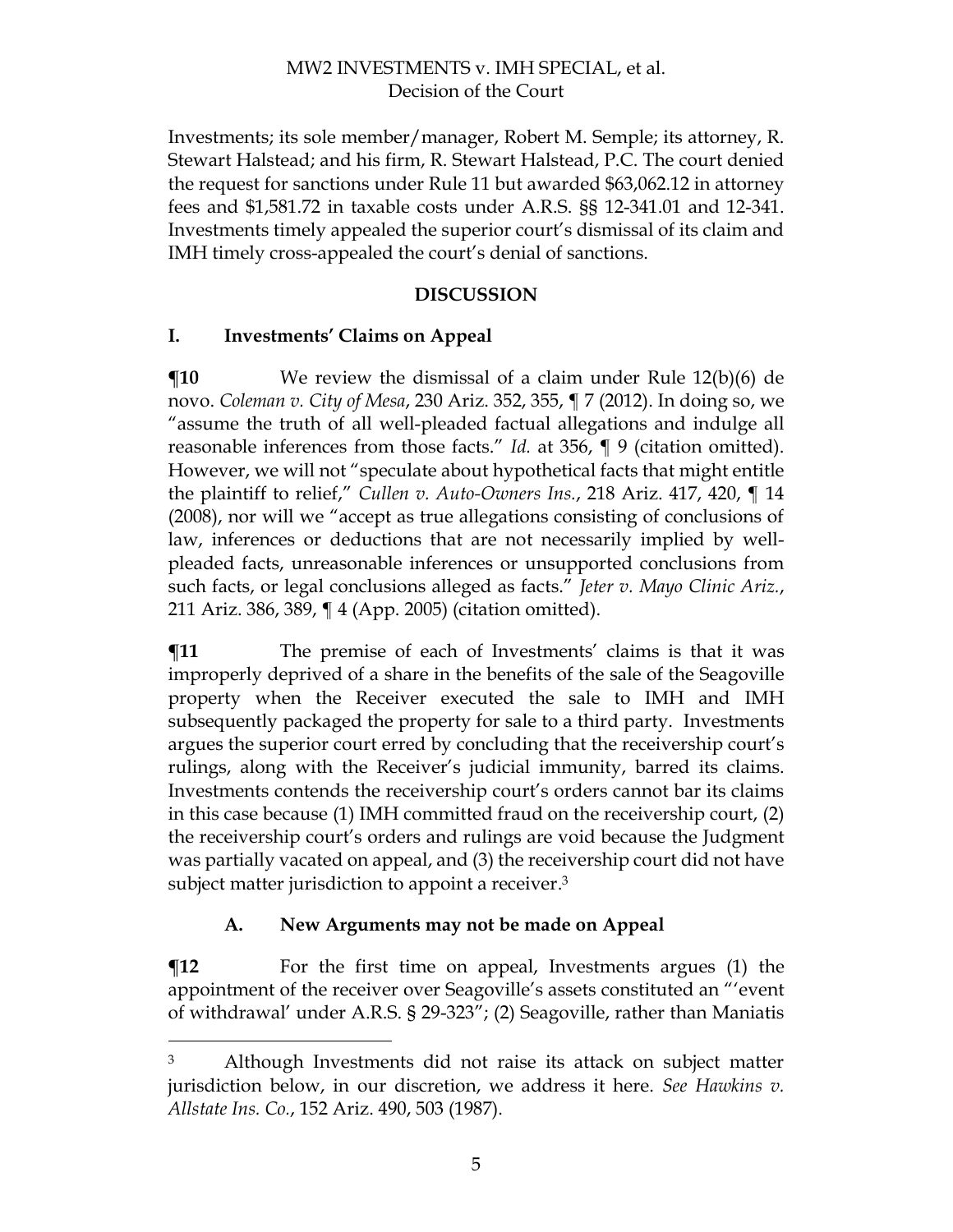Investments; its sole member/manager, Robert M. Semple; its attorney, R. Stewart Halstead; and his firm, R. Stewart Halstead, P.C. The court denied the request for sanctions under Rule 11 but awarded $63,062.12 in attorney fees and $1,581.72 in taxable costs under A.R.S. §§ 12-341.01 and 12-341. Investments timely appealed the superior court's dismissal of its claim and IMH timely cross-appealed the court's denial of sanctions.

## DISCUSSION

### I. Investments' Claims on Appeal

**¶10** We review the dismissal of a claim under Rule 12(b)(6) de novo. *Coleman v. City of Mesa*, 230 Ariz. 352, 355, ¶ 7 (2012). In doing so, we "assume the truth of all well-pleaded factual allegations and indulge all reasonable inferences from those facts." *Id.* at 356, ¶ 9 (citation omitted). However, we will not "speculate about hypothetical facts that might entitle the plaintiff to relief," *Cullen v. Auto-Owners Ins.*, 218 Ariz. 417, 420, ¶ 14 (2008), nor will we "accept as true allegations consisting of conclusions of law, inferences or deductions that are not necessarily implied by well-pleaded facts, unreasonable inferences or unsupported conclusions from such facts, or legal conclusions alleged as facts." *Jeter v. Mayo Clinic Ariz.*, 211 Ariz. 386, 389, ¶ 4 (App. 2005) (citation omitted).

**¶11** The premise of each of Investments' claims is that it was improperly deprived of a share in the benefits of the sale of the Seagoville property when the Receiver executed the sale to IMH and IMH subsequently packaged the property for sale to a third party. Investments argues the superior court erred by concluding that the receivership court's rulings, along with the Receiver's judicial immunity, barred its claims. Investments contends the receivership court's orders cannot bar its claims in this case because (1) IMH committed fraud on the receivership court, (2) the receivership court's orders and rulings are void because the Judgment was partially vacated on appeal, and (3) the receivership court did not have subject matter jurisdiction to appoint a receiver.[3]

#### A. New Arguments may not be made on Appeal

**¶12** For the first time on appeal, Investments argues (1) the appointment of the receiver over Seagoville's assets constituted an "'event of withdrawal' under A.R.S. § 29-323"; (2) Seagoville, rather than Maniatis

[3] Although Investments did not raise its attack on subject matter jurisdiction below, in our discretion, we address it here. *See Hawkins v. Allstate Ins. Co.*, 152 Ariz. 490, 503 (1987).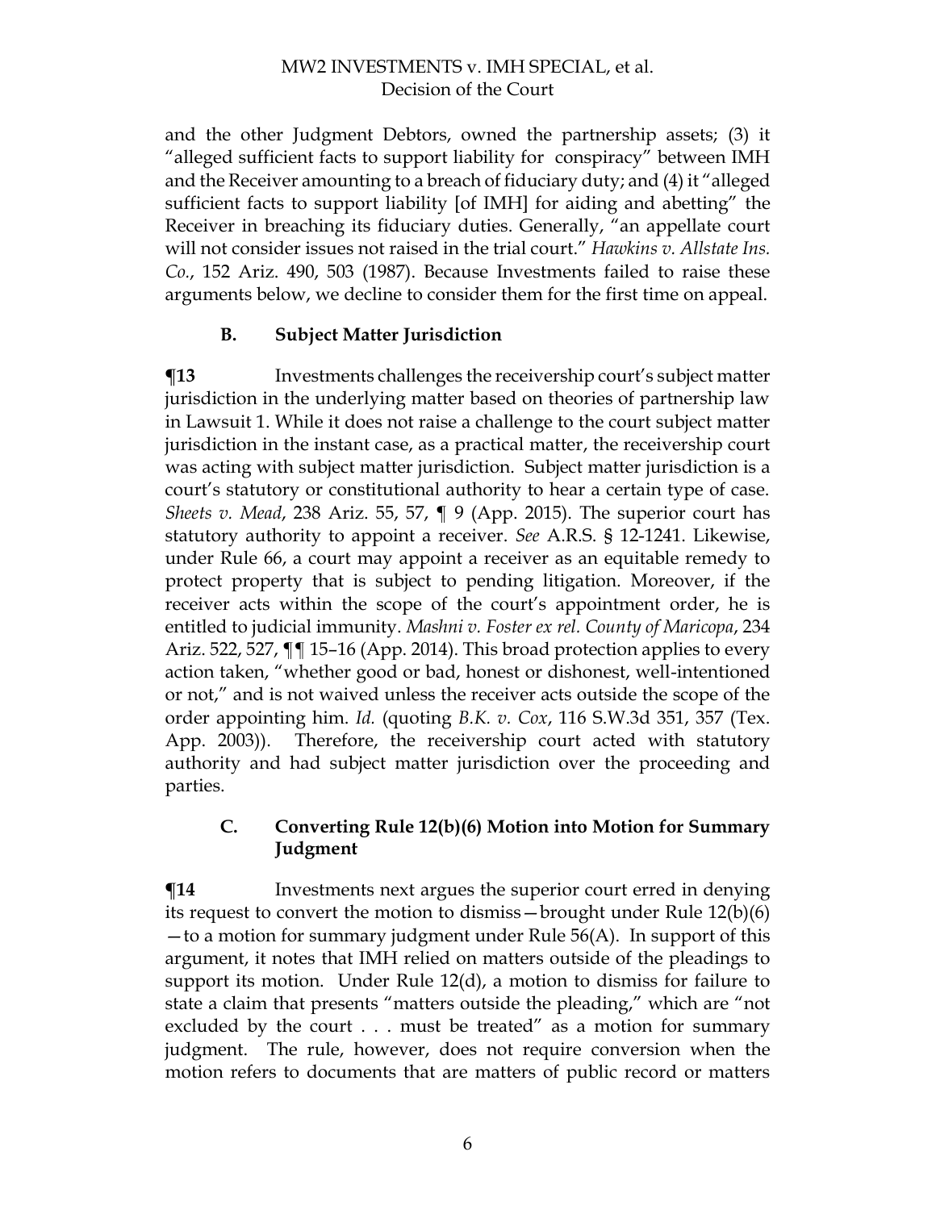and the other Judgment Debtors, owned the partnership assets; (3) it "alleged sufficient facts to support liability for conspiracy" between IMH and the Receiver amounting to a breach of fiduciary duty; and (4) it "alleged sufficient facts to support liability [of IMH] for aiding and abetting" the Receiver in breaching its fiduciary duties. Generally, "an appellate court will not consider issues not raised in the trial court." *Hawkins v. Allstate Ins. Co.*, 152 Ariz. 490, 503 (1987). Because Investments failed to raise these arguments below, we decline to consider them for the first time on appeal.

### B. Subject Matter Jurisdiction

**¶13** Investments challenges the receivership court's subject matter jurisdiction in the underlying matter based on theories of partnership law in Lawsuit 1. While it does not raise a challenge to the court subject matter jurisdiction in the instant case, as a practical matter, the receivership court was acting with subject matter jurisdiction. Subject matter jurisdiction is a court's statutory or constitutional authority to hear a certain type of case. *Sheets v. Mead*, 238 Ariz. 55, 57, ¶ 9 (App. 2015). The superior court has statutory authority to appoint a receiver. *See* A.R.S. § 12-1241. Likewise, under Rule 66, a court may appoint a receiver as an equitable remedy to protect property that is subject to pending litigation. Moreover, if the receiver acts within the scope of the court's appointment order, he is entitled to judicial immunity. *Mashni v. Foster ex rel. County of Maricopa*, 234 Ariz. 522, 527, ¶¶ 15–16 (App. 2014). This broad protection applies to every action taken, "whether good or bad, honest or dishonest, well-intentioned or not," and is not waived unless the receiver acts outside the scope of the order appointing him. *Id.* (quoting *B.K. v. Cox*, 116 S.W.3d 351, 357 (Tex. App. 2003)). Therefore, the receivership court acted with statutory authority and had subject matter jurisdiction over the proceeding and parties.

### C. Converting Rule 12(b)(6) Motion into Motion for Summary Judgment

**¶14** Investments next argues the superior court erred in denying its request to convert the motion to dismiss—brought under Rule 12(b)(6)—to a motion for summary judgment under Rule 56(A). In support of this argument, it notes that IMH relied on matters outside of the pleadings to support its motion. Under Rule 12(d), a motion to dismiss for failure to state a claim that presents "matters outside the pleading," which are "not excluded by the court . . . must be treated" as a motion for summary judgment. The rule, however, does not require conversion when the motion refers to documents that are matters of public record or matters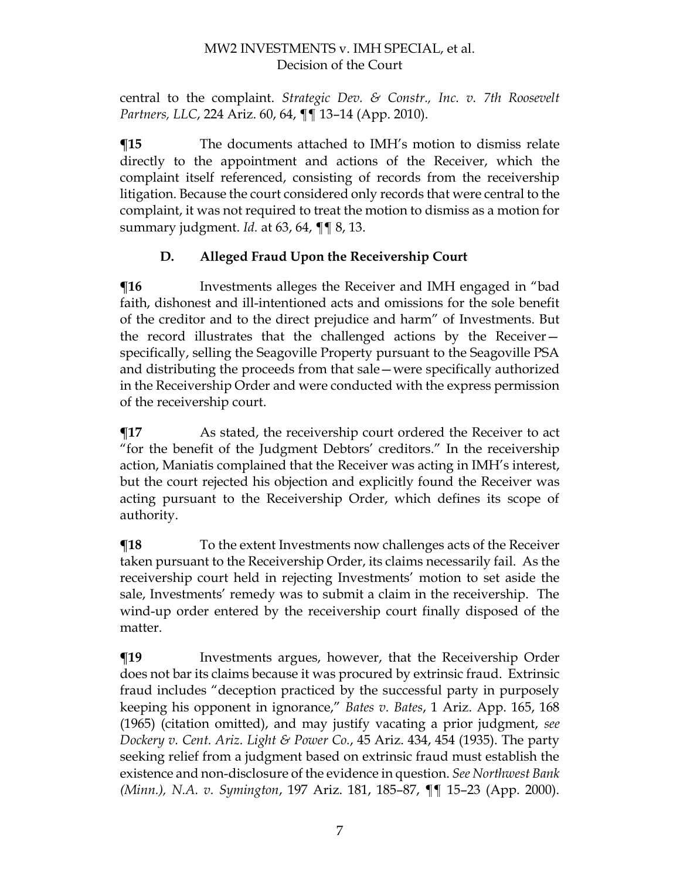central to the complaint. *Strategic Dev. & Constr., Inc. v. 7th Roosevelt Partners, LLC*, 224 Ariz. 60, 64, ¶¶ 13–14 (App. 2010).

**¶15** The documents attached to IMH's motion to dismiss relate directly to the appointment and actions of the Receiver, which the complaint itself referenced, consisting of records from the receivership litigation. Because the court considered only records that were central to the complaint, it was not required to treat the motion to dismiss as a motion for summary judgment. *Id.* at 63, 64, ¶¶ 8, 13.

### D. Alleged Fraud Upon the Receivership Court

**¶16** Investments alleges the Receiver and IMH engaged in "bad faith, dishonest and ill-intentioned acts and omissions for the sole benefit of the creditor and to the direct prejudice and harm" of Investments. But the record illustrates that the challenged actions by the Receiver—specifically, selling the Seagoville Property pursuant to the Seagoville PSA and distributing the proceeds from that sale—were specifically authorized in the Receivership Order and were conducted with the express permission of the receivership court.

**¶17** As stated, the receivership court ordered the Receiver to act "for the benefit of the Judgment Debtors' creditors." In the receivership action, Maniatis complained that the Receiver was acting in IMH's interest, but the court rejected his objection and explicitly found the Receiver was acting pursuant to the Receivership Order, which defines its scope of authority.

**¶18** To the extent Investments now challenges acts of the Receiver taken pursuant to the Receivership Order, its claims necessarily fail. As the receivership court held in rejecting Investments' motion to set aside the sale, Investments' remedy was to submit a claim in the receivership. The wind-up order entered by the receivership court finally disposed of the matter.

**¶19** Investments argues, however, that the Receivership Order does not bar its claims because it was procured by extrinsic fraud. Extrinsic fraud includes "deception practiced by the successful party in purposely keeping his opponent in ignorance," *Bates v. Bates*, 1 Ariz. App. 165, 168 (1965) (citation omitted), and may justify vacating a prior judgment, *see Dockery v. Cent. Ariz. Light & Power Co.*, 45 Ariz. 434, 454 (1935). The party seeking relief from a judgment based on extrinsic fraud must establish the existence and non-disclosure of the evidence in question. *See Northwest Bank (Minn.), N.A. v. Symington*, 197 Ariz. 181, 185–87, ¶¶ 15–23 (App. 2000).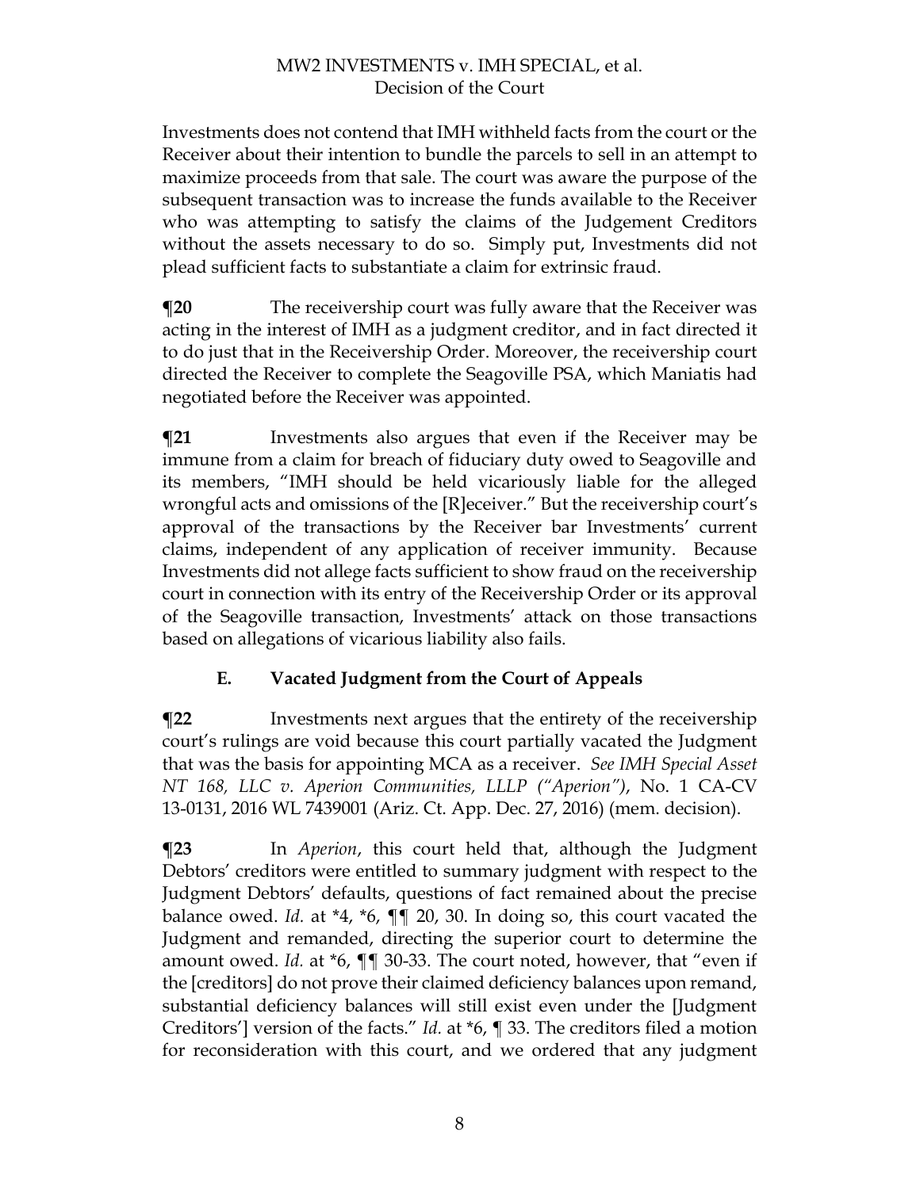Investments does not contend that IMH withheld facts from the court or the Receiver about their intention to bundle the parcels to sell in an attempt to maximize proceeds from that sale. The court was aware the purpose of the subsequent transaction was to increase the funds available to the Receiver who was attempting to satisfy the claims of the Judgement Creditors without the assets necessary to do so. Simply put, Investments did not plead sufficient facts to substantiate a claim for extrinsic fraud.

**¶20** The receivership court was fully aware that the Receiver was acting in the interest of IMH as a judgment creditor, and in fact directed it to do just that in the Receivership Order. Moreover, the receivership court directed the Receiver to complete the Seagoville PSA, which Maniatis had negotiated before the Receiver was appointed.

**¶21** Investments also argues that even if the Receiver may be immune from a claim for breach of fiduciary duty owed to Seagoville and its members, "IMH should be held vicariously liable for the alleged wrongful acts and omissions of the [R]eceiver." But the receivership court's approval of the transactions by the Receiver bar Investments' current claims, independent of any application of receiver immunity. Because Investments did not allege facts sufficient to show fraud on the receivership court in connection with its entry of the Receivership Order or its approval of the Seagoville transaction, Investments' attack on those transactions based on allegations of vicarious liability also fails.

## E. Vacated Judgment from the Court of Appeals

**¶22** Investments next argues that the entirety of the receivership court's rulings are void because this court partially vacated the Judgment that was the basis for appointing MCA as a receiver. *See IMH Special Asset NT 168, LLC v. Aperion Communities, LLLP ("Aperion")*, No. 1 CA-CV 13-0131, 2016 WL 7439001 (Ariz. Ct. App. Dec. 27, 2016) (mem. decision).

**¶23** In *Aperion*, this court held that, although the Judgment Debtors' creditors were entitled to summary judgment with respect to the Judgment Debtors' defaults, questions of fact remained about the precise balance owed. *Id.* at \*4, \*6, ¶¶ 20, 30. In doing so, this court vacated the Judgment and remanded, directing the superior court to determine the amount owed. *Id.* at \*6, ¶¶ 30-33. The court noted, however, that "even if the [creditors] do not prove their claimed deficiency balances upon remand, substantial deficiency balances will still exist even under the [Judgment Creditors'] version of the facts." *Id.* at \*6, ¶ 33. The creditors filed a motion for reconsideration with this court, and we ordered that any judgment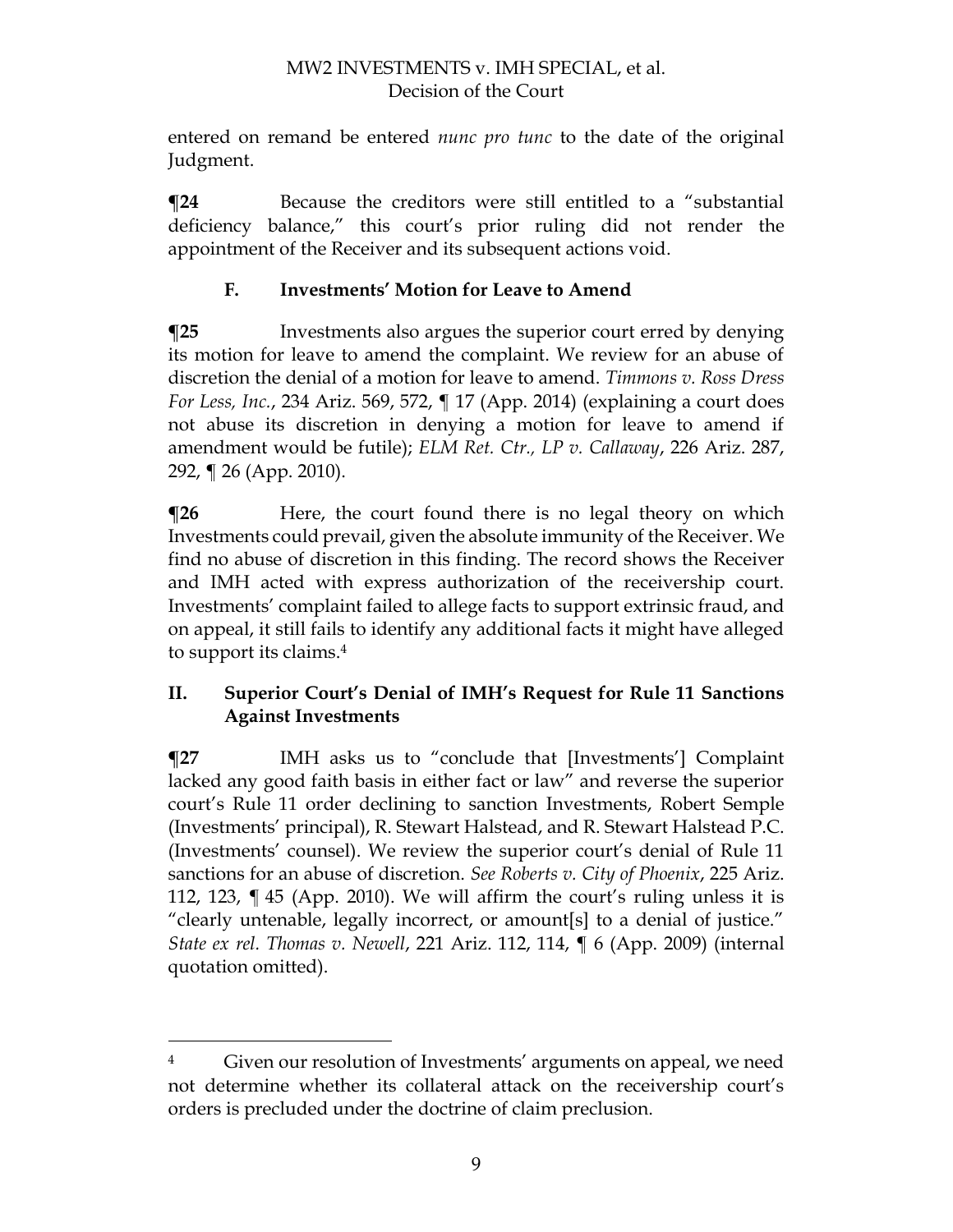entered on remand be entered *nunc pro tunc* to the date of the original Judgment.

**¶24** Because the creditors were still entitled to a "substantial deficiency balance," this court's prior ruling did not render the appointment of the Receiver and its subsequent actions void.

### F. Investments' Motion for Leave to Amend

**¶25** Investments also argues the superior court erred by denying its motion for leave to amend the complaint. We review for an abuse of discretion the denial of a motion for leave to amend. *Timmons v. Ross Dress For Less, Inc.*, 234 Ariz. 569, 572, ¶ 17 (App. 2014) (explaining a court does not abuse its discretion in denying a motion for leave to amend if amendment would be futile); *ELM Ret. Ctr., LP v. Callaway*, 226 Ariz. 287, 292, ¶ 26 (App. 2010).

**¶26** Here, the court found there is no legal theory on which Investments could prevail, given the absolute immunity of the Receiver. We find no abuse of discretion in this finding. The record shows the Receiver and IMH acted with express authorization of the receivership court. Investments' complaint failed to allege facts to support extrinsic fraud, and on appeal, it still fails to identify any additional facts it might have alleged to support its claims.[4]

## II. Superior Court's Denial of IMH's Request for Rule 11 Sanctions Against Investments

**¶27** IMH asks us to "conclude that [Investments'] Complaint lacked any good faith basis in either fact or law" and reverse the superior court's Rule 11 order declining to sanction Investments, Robert Semple (Investments' principal), R. Stewart Halstead, and R. Stewart Halstead P.C. (Investments' counsel). We review the superior court's denial of Rule 11 sanctions for an abuse of discretion. *See Roberts v. City of Phoenix*, 225 Ariz. 112, 123, ¶ 45 (App. 2010). We will affirm the court's ruling unless it is "clearly untenable, legally incorrect, or amount[s] to a denial of justice." *State ex rel. Thomas v. Newell*, 221 Ariz. 112, 114, ¶ 6 (App. 2009) (internal quotation omitted).

---

[4] Given our resolution of Investments' arguments on appeal, we need not determine whether its collateral attack on the receivership court's orders is precluded under the doctrine of claim preclusion.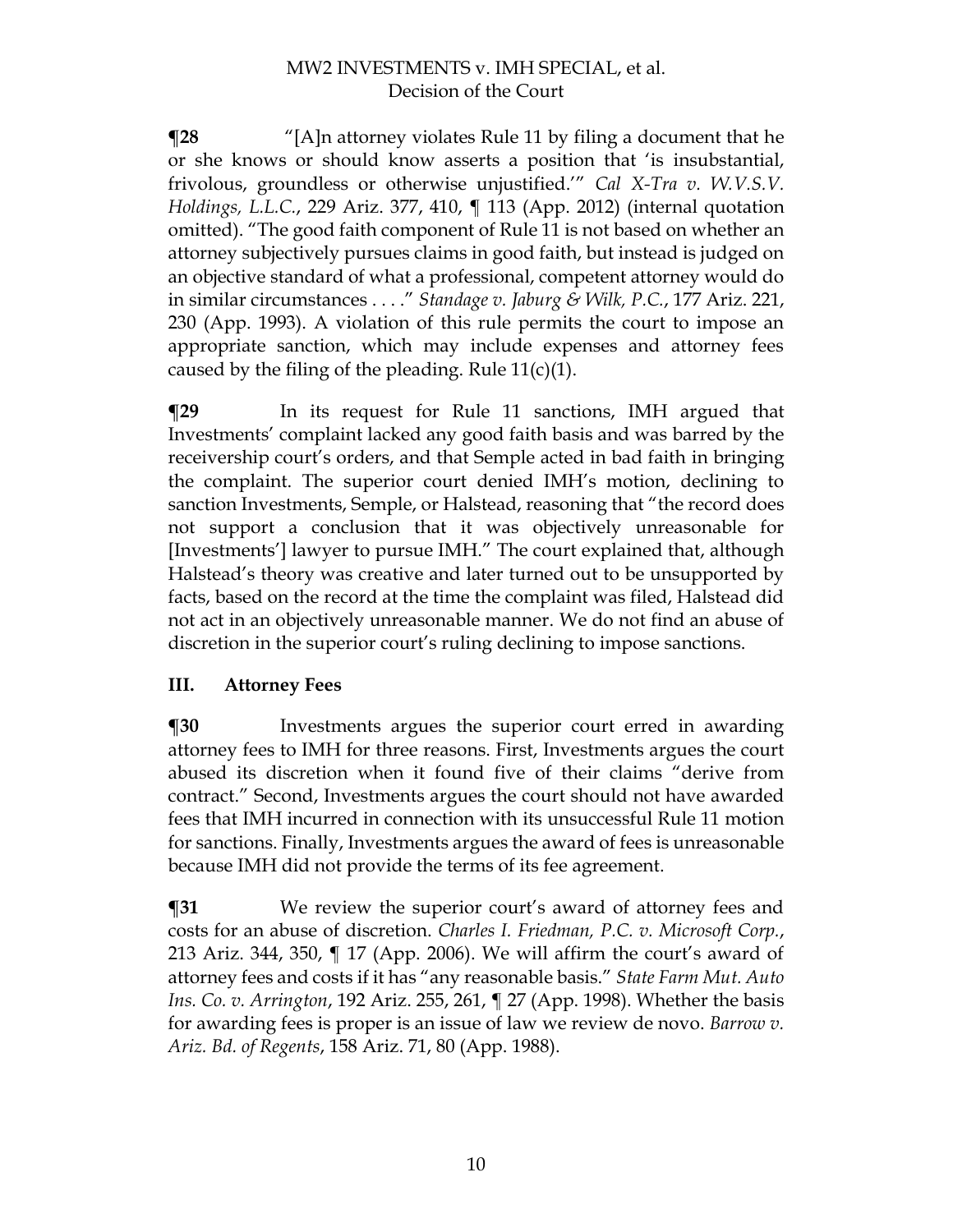**¶28** "[A]n attorney violates Rule 11 by filing a document that he or she knows or should know asserts a position that 'is insubstantial, frivolous, groundless or otherwise unjustified.'" *Cal X-Tra v. W.V.S.V. Holdings, L.L.C.*, 229 Ariz. 377, 410, ¶ 113 (App. 2012) (internal quotation omitted). "The good faith component of Rule 11 is not based on whether an attorney subjectively pursues claims in good faith, but instead is judged on an objective standard of what a professional, competent attorney would do in similar circumstances . . . ." *Standage v. Jaburg & Wilk, P.C.*, 177 Ariz. 221, 230 (App. 1993). A violation of this rule permits the court to impose an appropriate sanction, which may include expenses and attorney fees caused by the filing of the pleading. Rule 11(c)(1).

**¶29** In its request for Rule 11 sanctions, IMH argued that Investments' complaint lacked any good faith basis and was barred by the receivership court's orders, and that Semple acted in bad faith in bringing the complaint. The superior court denied IMH's motion, declining to sanction Investments, Semple, or Halstead, reasoning that "the record does not support a conclusion that it was objectively unreasonable for [Investments'] lawyer to pursue IMH." The court explained that, although Halstead's theory was creative and later turned out to be unsupported by facts, based on the record at the time the complaint was filed, Halstead did not act in an objectively unreasonable manner. We do not find an abuse of discretion in the superior court's ruling declining to impose sanctions.

## III. Attorney Fees

**¶30** Investments argues the superior court erred in awarding attorney fees to IMH for three reasons. First, Investments argues the court abused its discretion when it found five of their claims "derive from contract." Second, Investments argues the court should not have awarded fees that IMH incurred in connection with its unsuccessful Rule 11 motion for sanctions. Finally, Investments argues the award of fees is unreasonable because IMH did not provide the terms of its fee agreement.

**¶31** We review the superior court's award of attorney fees and costs for an abuse of discretion. *Charles I. Friedman, P.C. v. Microsoft Corp.*, 213 Ariz. 344, 350, ¶ 17 (App. 2006). We will affirm the court's award of attorney fees and costs if it has "any reasonable basis." *State Farm Mut. Auto Ins. Co. v. Arrington*, 192 Ariz. 255, 261, ¶ 27 (App. 1998). Whether the basis for awarding fees is proper is an issue of law we review de novo. *Barrow v. Ariz. Bd. of Regents*, 158 Ariz. 71, 80 (App. 1988).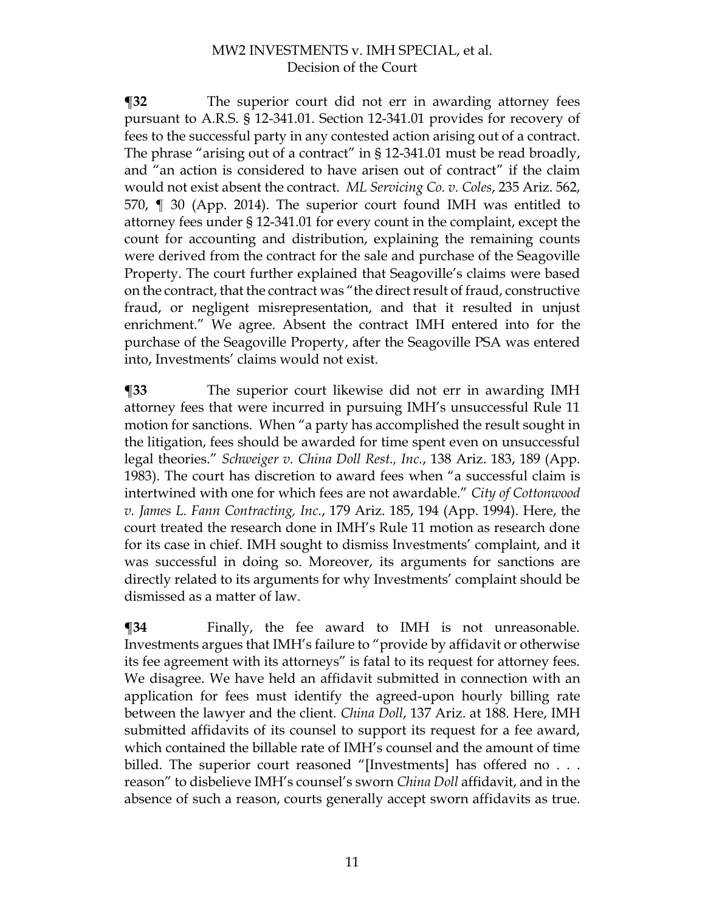**¶32** The superior court did not err in awarding attorney fees pursuant to A.R.S. § 12-341.01. Section 12-341.01 provides for recovery of fees to the successful party in any contested action arising out of a contract. The phrase "arising out of a contract" in § 12-341.01 must be read broadly, and "an action is considered to have arisen out of contract" if the claim would not exist absent the contract. *ML Servicing Co. v. Coles*, 235 Ariz. 562, 570, ¶ 30 (App. 2014). The superior court found IMH was entitled to attorney fees under § 12-341.01 for every count in the complaint, except the count for accounting and distribution, explaining the remaining counts were derived from the contract for the sale and purchase of the Seagoville Property. The court further explained that Seagoville's claims were based on the contract, that the contract was "the direct result of fraud, constructive fraud, or negligent misrepresentation, and that it resulted in unjust enrichment." We agree. Absent the contract IMH entered into for the purchase of the Seagoville Property, after the Seagoville PSA was entered into, Investments' claims would not exist.

**¶33** The superior court likewise did not err in awarding IMH attorney fees that were incurred in pursuing IMH's unsuccessful Rule 11 motion for sanctions. When "a party has accomplished the result sought in the litigation, fees should be awarded for time spent even on unsuccessful legal theories." *Schweiger v. China Doll Rest., Inc.*, 138 Ariz. 183, 189 (App. 1983). The court has discretion to award fees when "a successful claim is intertwined with one for which fees are not awardable." *City of Cottonwood v. James L. Fann Contracting, Inc.*, 179 Ariz. 185, 194 (App. 1994). Here, the court treated the research done in IMH's Rule 11 motion as research done for its case in chief. IMH sought to dismiss Investments' complaint, and it was successful in doing so. Moreover, its arguments for sanctions are directly related to its arguments for why Investments' complaint should be dismissed as a matter of law.

**¶34** Finally, the fee award to IMH is not unreasonable. Investments argues that IMH's failure to "provide by affidavit or otherwise its fee agreement with its attorneys" is fatal to its request for attorney fees. We disagree. We have held an affidavit submitted in connection with an application for fees must identify the agreed-upon hourly billing rate between the lawyer and the client. *China Doll*, 137 Ariz. at 188. Here, IMH submitted affidavits of its counsel to support its request for a fee award, which contained the billable rate of IMH's counsel and the amount of time billed. The superior court reasoned "[Investments] has offered no . . . reason" to disbelieve IMH's counsel's sworn *China Doll* affidavit, and in the absence of such a reason, courts generally accept sworn affidavits as true.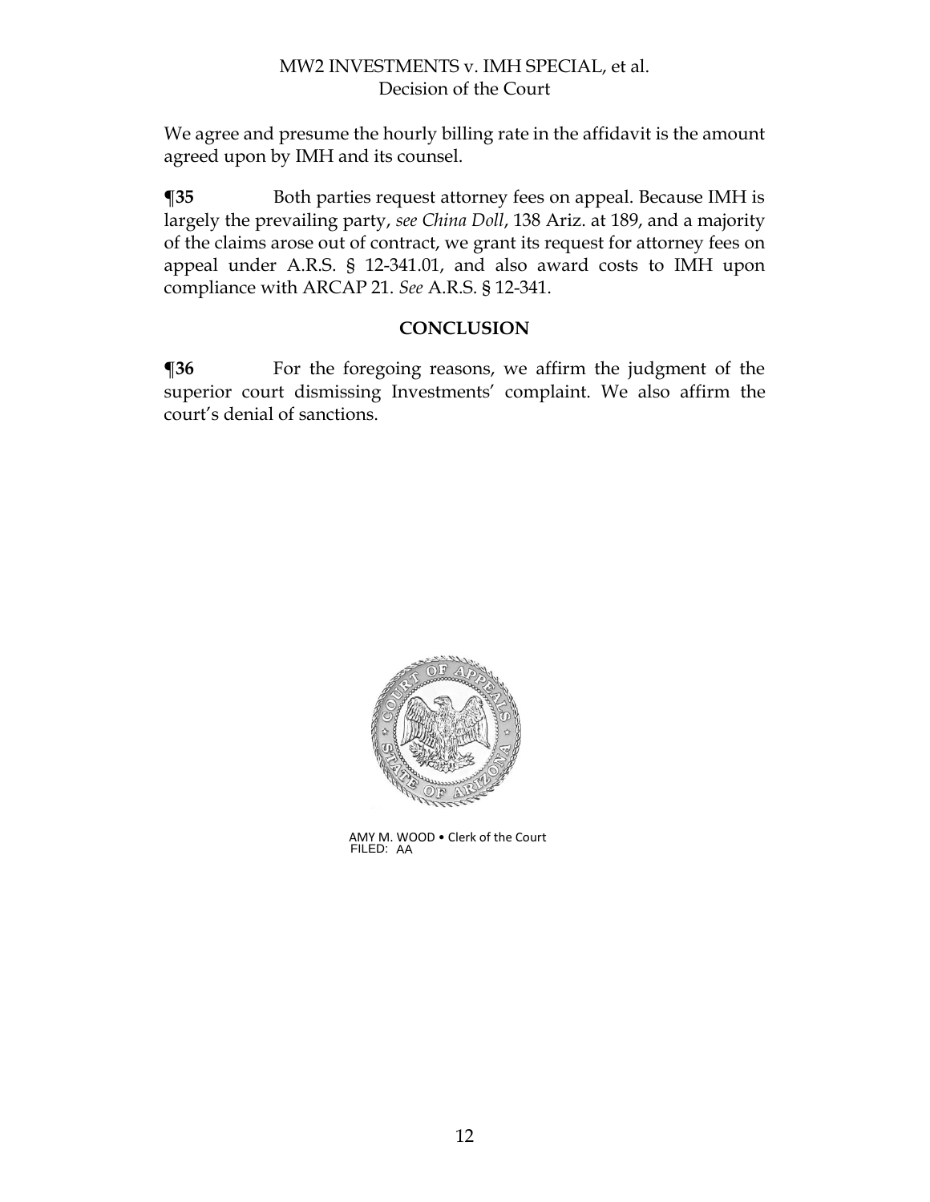We agree and presume the hourly billing rate in the affidavit is the amount agreed upon by IMH and its counsel.

**¶35** Both parties request attorney fees on appeal. Because IMH is largely the prevailing party, *see China Doll*, 138 Ariz. at 189, and a majority of the claims arose out of contract, we grant its request for attorney fees on appeal under A.R.S. § 12-341.01, and also award costs to IMH upon compliance with ARCAP 21. *See* A.R.S. § 12-341.

## CONCLUSION

**¶36** For the foregoing reasons, we affirm the judgment of the superior court dismissing Investments' complaint. We also affirm the court's denial of sanctions.

AMY M. WOOD • Clerk of the Court
FILED: AA